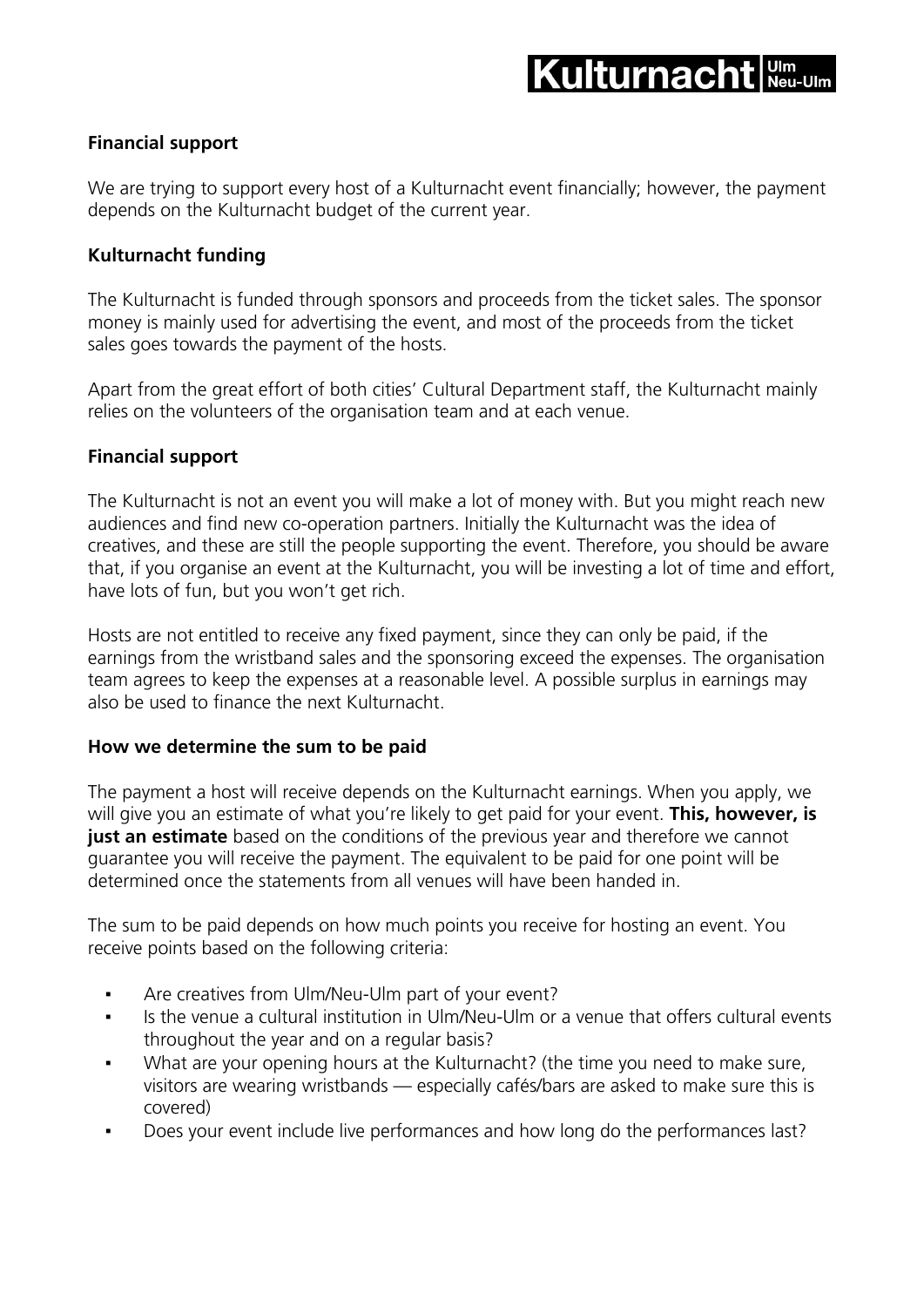**Financial support**

We are trying to support every host of a Kulturnacht event financially; however, the payment depends on the Kulturnacht budget of the current year.

**Kulturnacht funding**

The Kulturnacht is funded through sponsors and proceeds from the ticket sales. The sponsor money is mainly used for advertising the event, and most of the proceeds from the ticket sales goes towards the payment of the hosts.

Apart from the great effort of both cities' Cultural Department staff, the Kulturnacht mainly relies on the volunteers of the organisation team and at each venue.

**Financial support**

The Kulturnacht is not an event you will make a lot of money with. But you might reach new audiences and find new co-operation partners. Initially the Kulturnacht was the idea of creatives, and these are still the people supporting the event. Therefore, you should be aware that, if you organise an event at the Kulturnacht, you will be investing a lot of time and effort, have lots of fun, but you won't get rich.

Hosts are not entitled to receive any fixed payment, since they can only be paid, if the earnings from the wristband sales and the sponsoring exceed the expenses. The organisation team agrees to keep the expenses at a reasonable level. A possible surplus in earnings may also be used to finance the next Kulturnacht.

**How we determine the sum to be paid**

The payment a host will receive depends on the Kulturnacht earnings. When you apply, we will give you an estimate of what you're likely to get paid for your event. **This, however, is just an estimate** based on the conditions of the previous year and therefore we cannot guarantee you will receive the payment. The equivalent to be paid for one point will be determined once the statements from all venues will have been handed in.

The sum to be paid depends on how much points you receive for hosting an event. You receive points based on the following criteria:

- Are creatives from Ulm/Neu-Ulm part of your event?
- Is the venue a cultural institution in Ulm/Neu-Ulm or a venue that offers cultural events throughout the year and on a regular basis?
- What are your opening hours at the Kulturnacht? (the time you need to make sure, visitors are wearing wristbands — especially cafés/bars are asked to make sure this is covered)
- Does your event include live performances and how long do the performances last?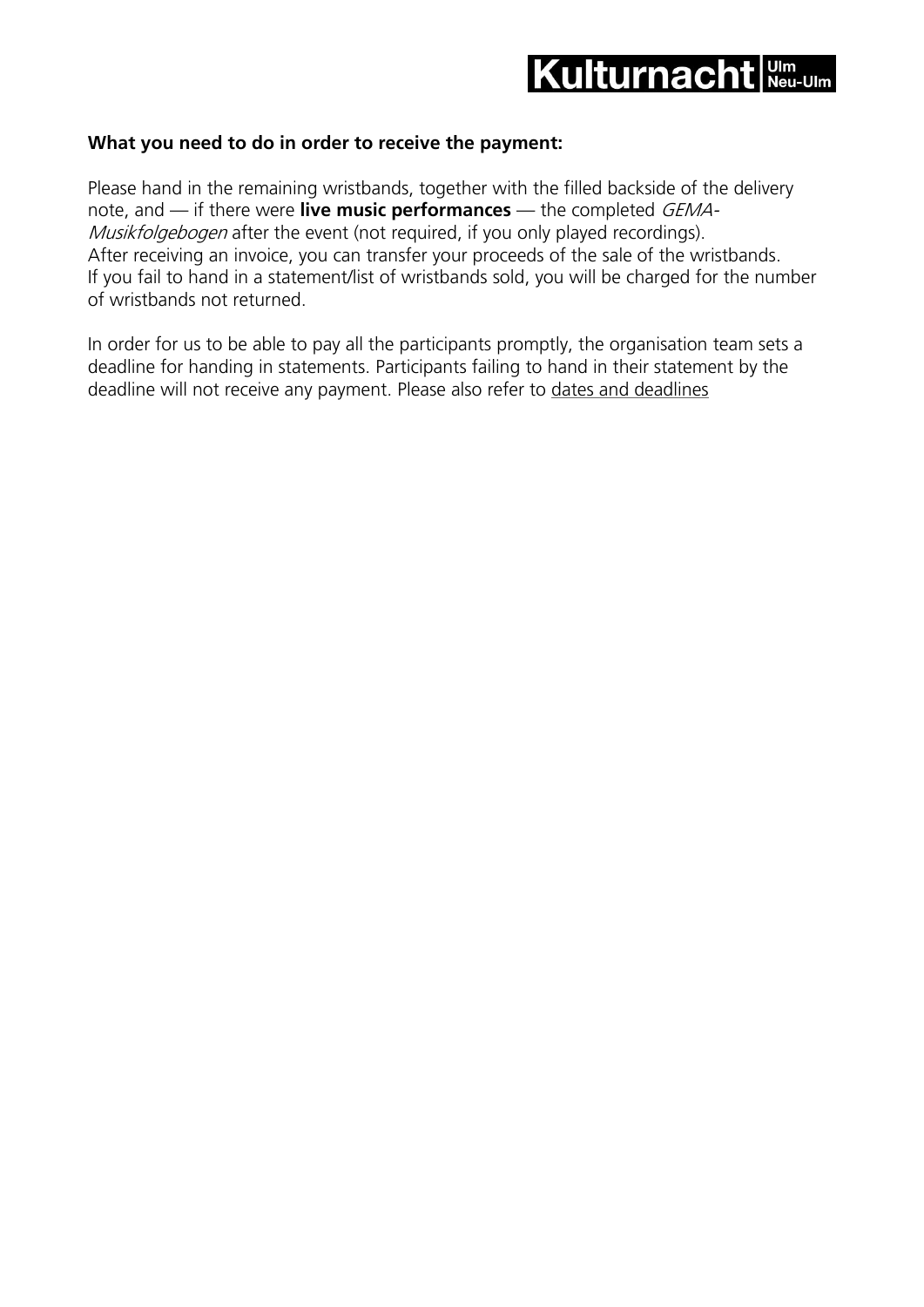**What you need to do in order to receive the payment:**

Please hand in the remaining wristbands, together with the filled backside of the delivery note, and — if there were **live music performances** — the completed *GEMA-Musikfolgebogen* after the event (not required, if you only played recordings).
After receiving an invoice, you can transfer your proceeds of the sale of the wristbands.
If you fail to hand in a statement/list of wristbands sold, you will be charged for the number of wristbands not returned.

In order for us to be able to pay all the participants promptly, the organisation team sets a deadline for handing in statements. Participants failing to hand in their statement by the deadline will not receive any payment. Please also refer to dates and deadlines